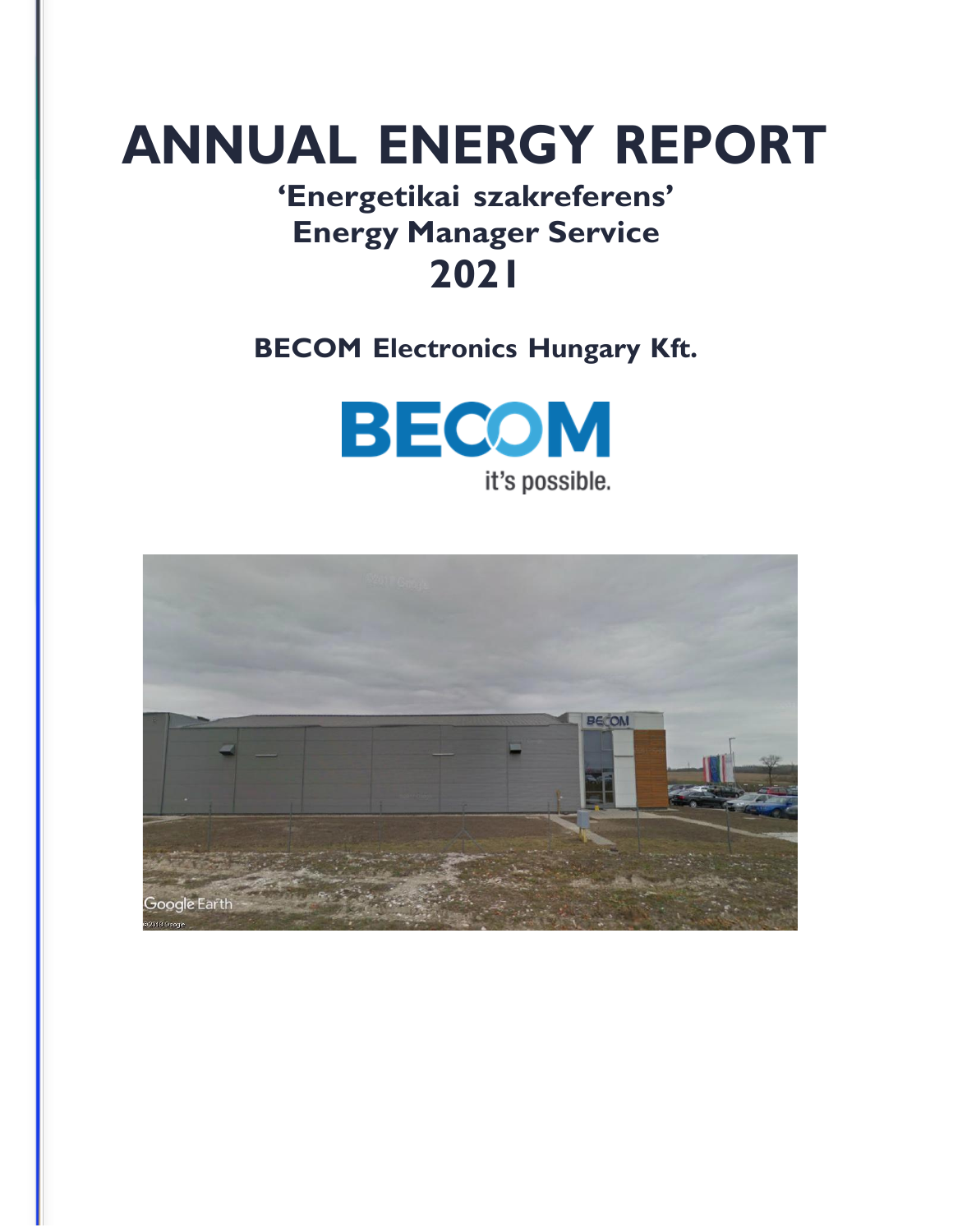# ANNUAL ENERGY REPORT

## 'Energetikai szakreferens'
## Energy Manager Service
## 2021

**BECOM Electronics Hungary Kft.**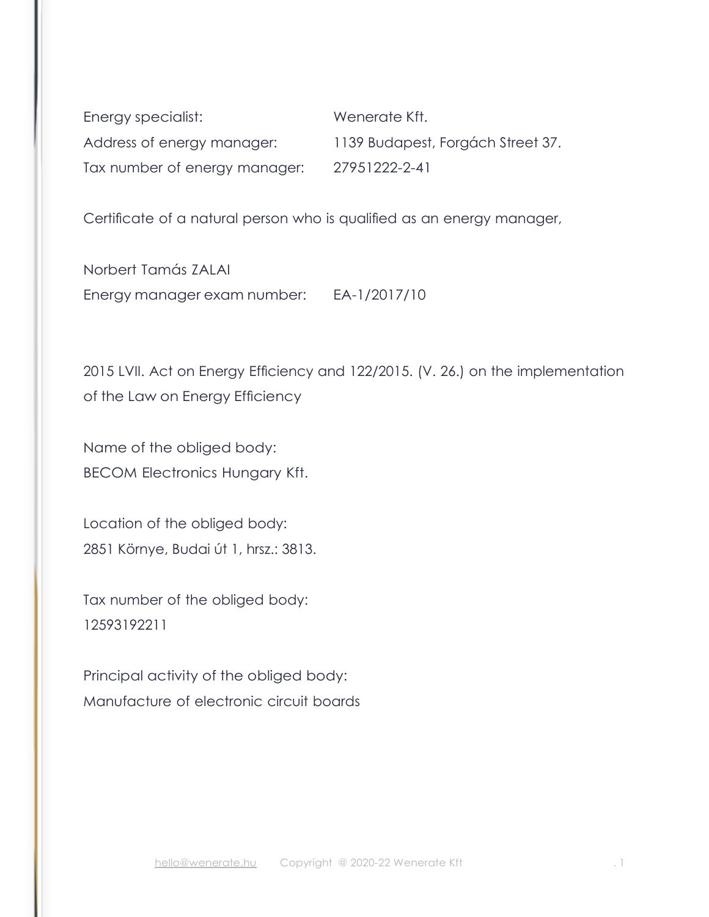| | |
|---|---|
| Energy specialist: | Wenerate Kft. |
| Address of energy manager: | 1139 Budapest, Forgách Street 37. |
| Tax number of energy manager: | 27951222-2-41 |

Certificate of a natural person who is qualified as an energy manager,

Norbert Tamás ZALAI

Energy manager exam number: EA-1/2017/10

2015 LVII. Act on Energy Efficiency and 122/2015. (V. 26.) on the implementation of the Law on Energy Efficiency

Name of the obliged body:
BECOM Electronics Hungary Kft.

Location of the obliged body:
2851 Környe, Budai út 1, hrsz.: 3813.

Tax number of the obliged body:
12593192211

Principal activity of the obliged body:
Manufacture of electronic circuit boards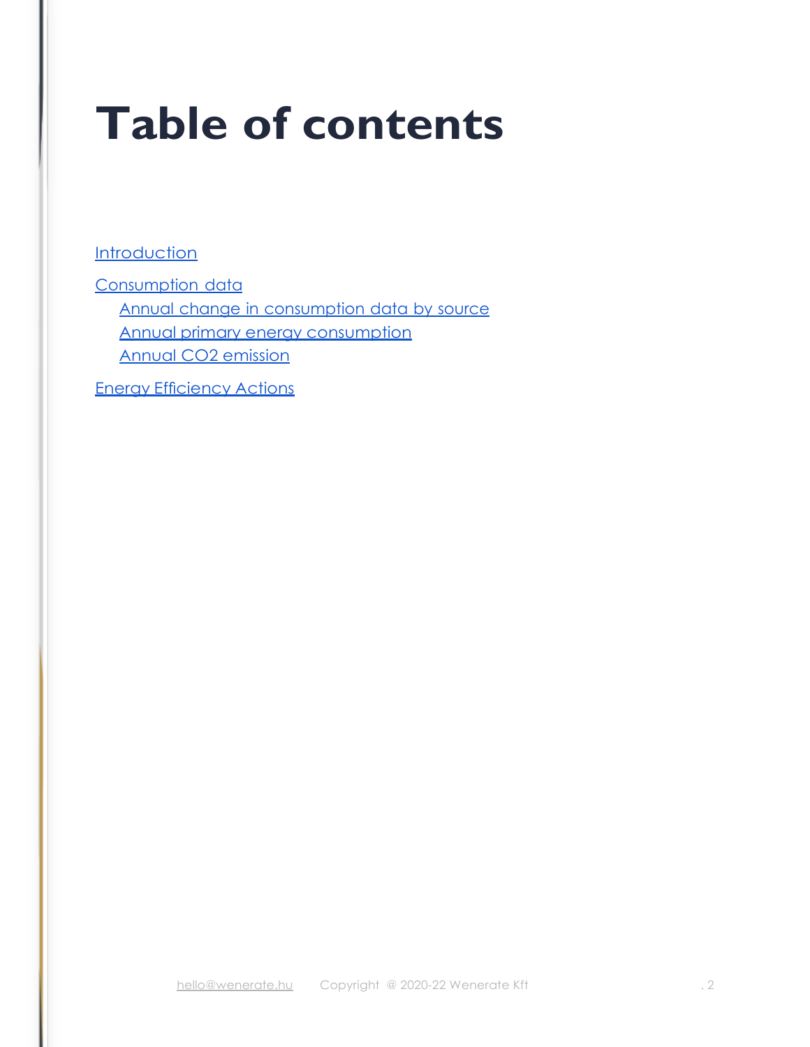# Table of contents

Introduction

Consumption data

- Annual change in consumption data by source
- Annual primary energy consumption
- Annual $CO_2$ emission

Energy Efficiency Actions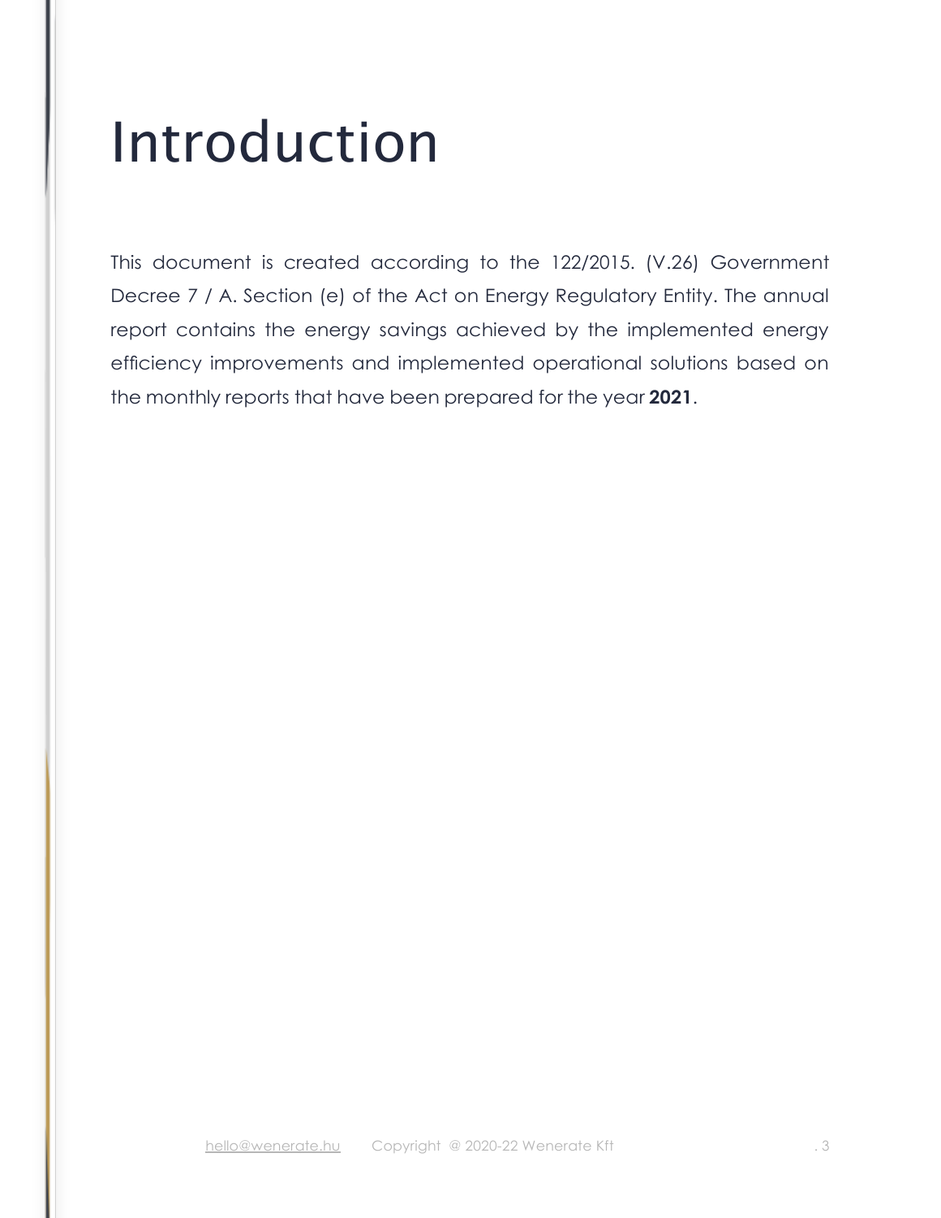# Introduction

This document is created according to the 122/2015. (V.26) Government Decree 7 / A. Section (e) of the Act on Energy Regulatory Entity. The annual report contains the energy savings achieved by the implemented energy efficiency improvements and implemented operational solutions based on the monthly reports that have been prepared for the year **2021**.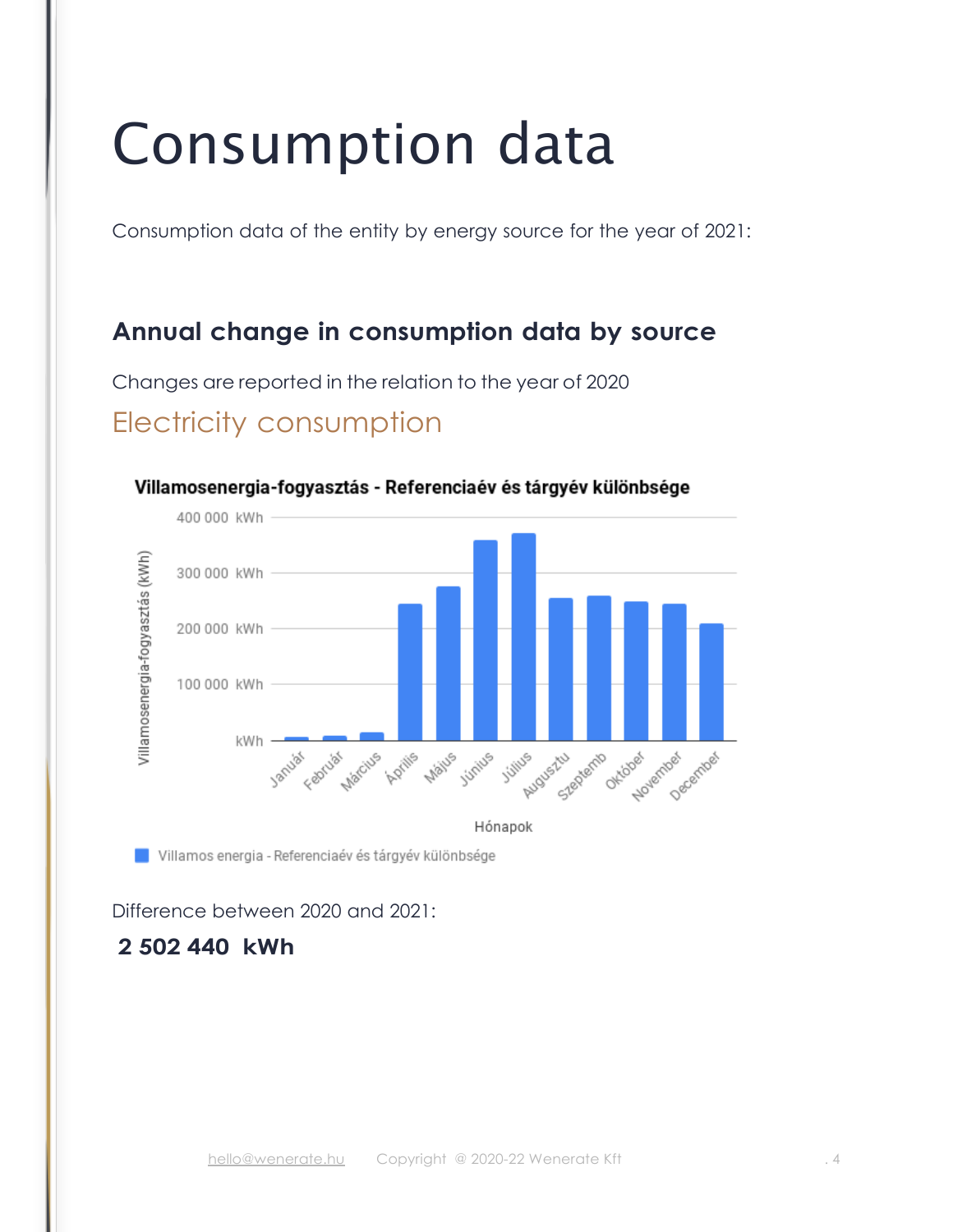# Consumption data

Consumption data of the entity by energy source for the year of 2021:

## Annual change in consumption data by source

Changes are reported in the relation to the year of 2020

### Electricity consumption

**Villamosenergia-fogyasztás - Referenciaév és tárgyév különbsége**

Difference between 2020 and 2021:

**2 502 440 kWh**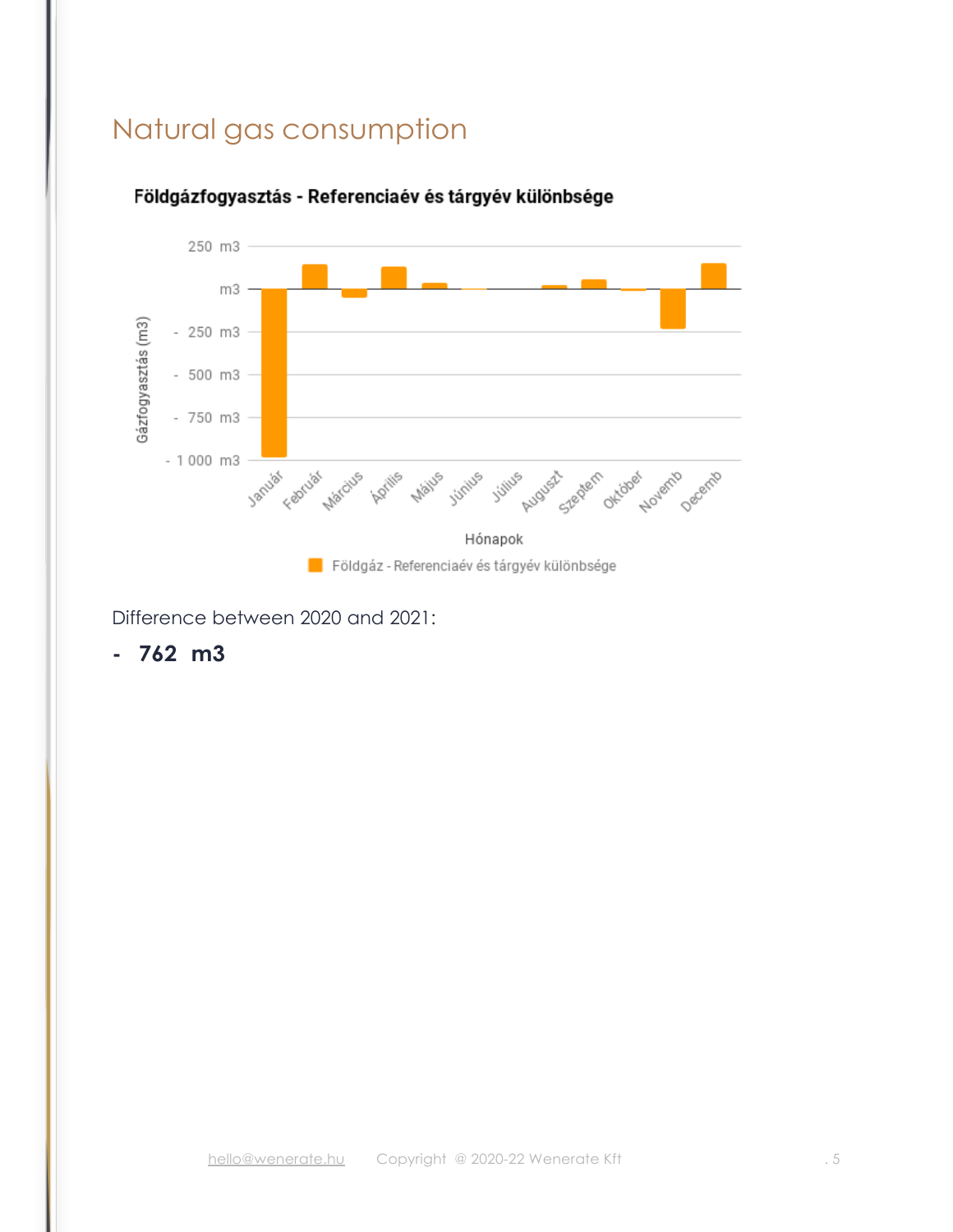## Natural gas consumption

Difference between 2020 and 2021:

**- 762 m3**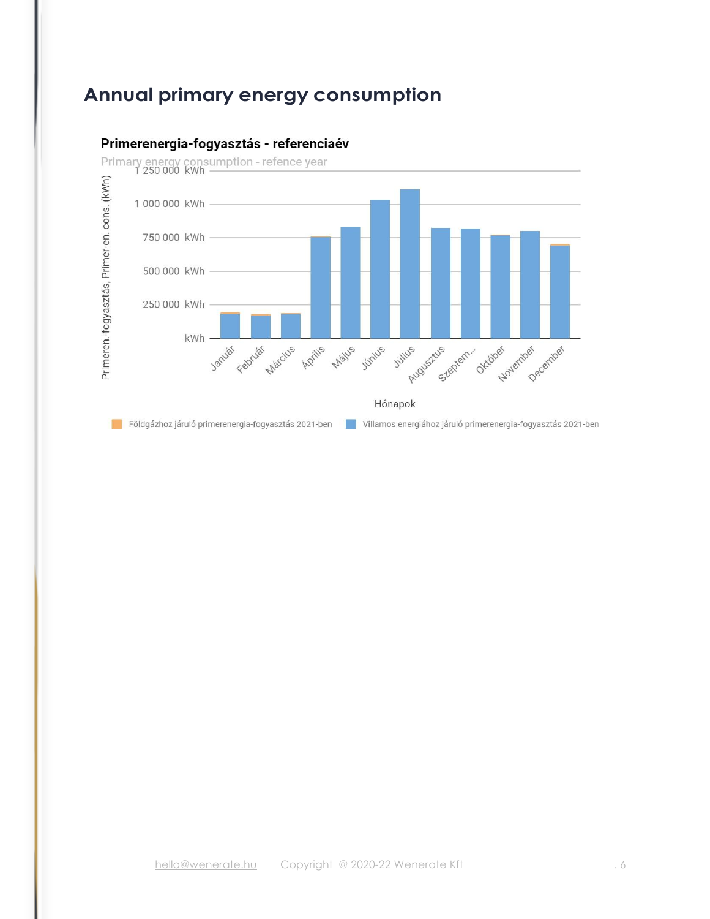# Annual primary energy consumption

**Primerenergia-fogyasztás - referenciaév**

Primary energy consumption - refence year

Primeren.-fogyasztás, Primer-en. cons. (kWh)

1 250 000 kWh
1 000 000 kWh
750 000 kWh
500 000 kWh
250 000 kWh
kWh

Január, Február, Március, Április, Május, Június, Július, Augusztus, Szeptem..., Október, November, December

Hónapok

Földgázhoz járuló primerenergia-fogyasztás 2021-ben | Villamos energiához járuló primerenergia-fogyasztás 2021-ben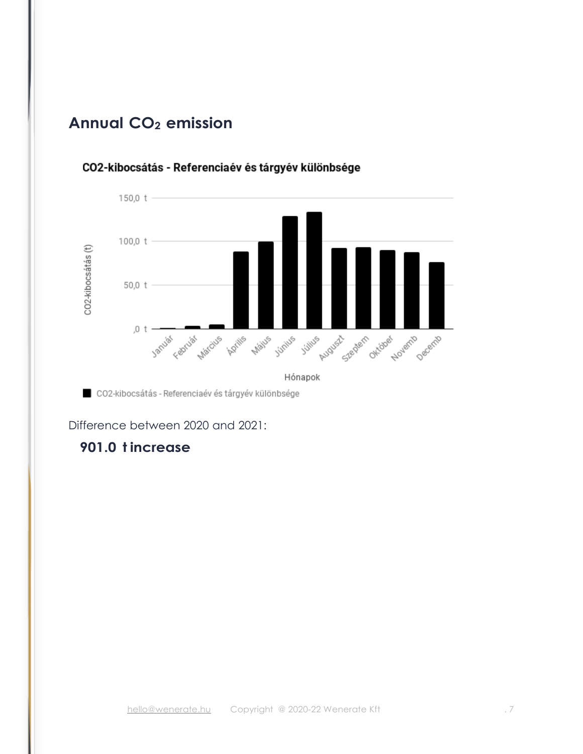## Annual $CO_2$ emission

CO2-kibocsátás - Referenciaév és tárgyév különbsége

Difference between 2020 and 2021:

**901.0 t increase**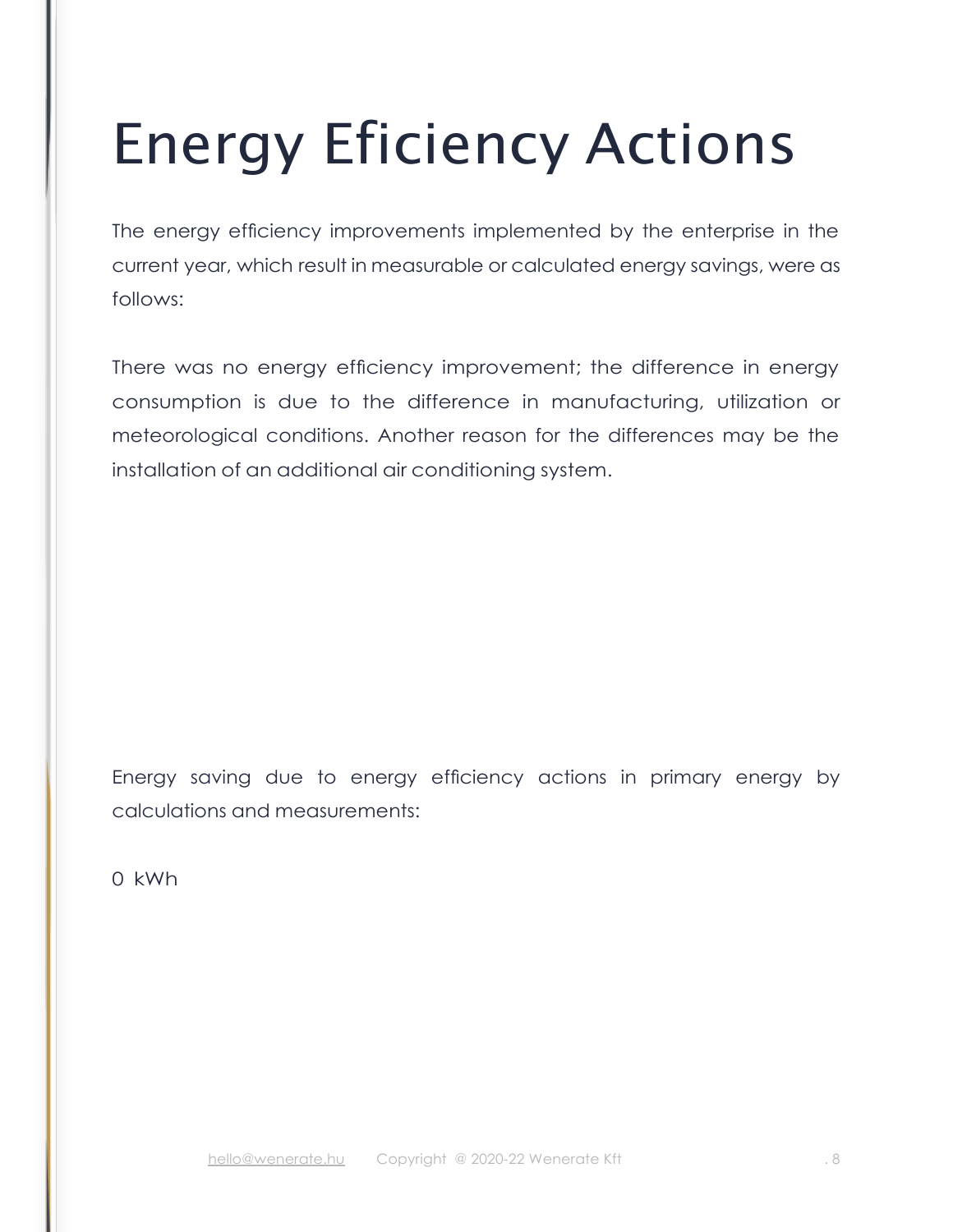# Energy Eficiency Actions

The energy efficiency improvements implemented by the enterprise in the current year, which result in measurable or calculated energy savings, were as follows:

There was no energy efficiency improvement; the difference in energy consumption is due to the difference in manufacturing, utilization or meteorological conditions. Another reason for the differences may be the installation of an additional air conditioning system.

Energy saving due to energy efficiency actions in primary energy by calculations and measurements:

0 kWh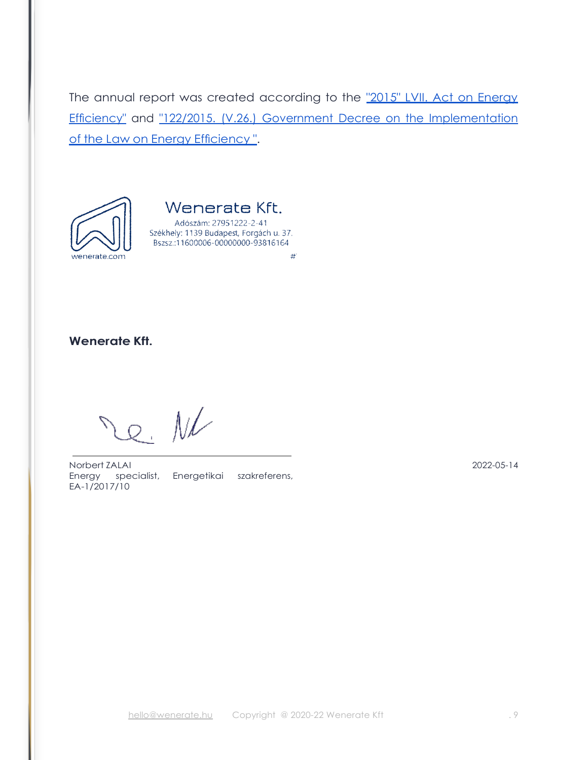The annual report was created according to the "2015" LVII. Act on Energy Efficiency" and "122/2015. (V.26.) Government Decree on the Implementation of the Law on Energy Efficiency ".

Wenerate Kft.
Adószám: 27951222-2-41
Székhely: 1139 Budapest, Forgách u. 37.
Bszsz.:11600006-00000000-93816164

wenerate.com

**Wenerate Kft.**

Norbert ZALAI
Energy specialist, Energetikai szakreferens, EA-1/2017/10

2022-05-14